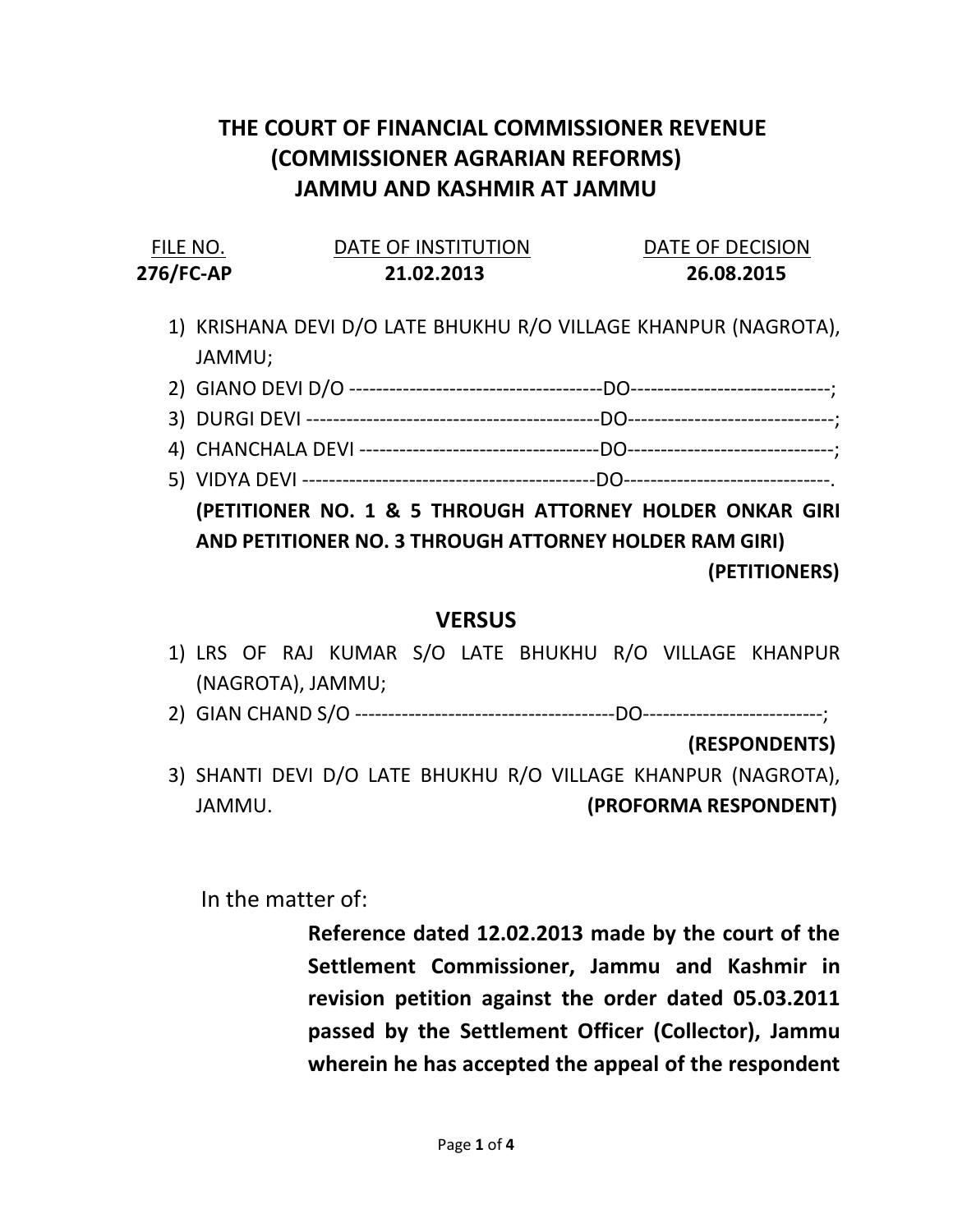# THE COURT OF FINANCIAL COMMISSIONER REVENUE (COMMISSIONER AGRARIAN REFORMS) JAMMU AND KASHMIR AT JAMMU

| FILE NO. | DATE OF INSTITUTION | DATE OF DECISION |
| --- | --- | --- |
| **276/FC-AP** | **21.02.2013** | **26.08.2015** |

1) KRISHANA DEVI D/O LATE BHUKHU R/O VILLAGE KHANPUR (NAGROTA), JAMMU;
2) GIANO DEVI D/O ---------------------------------------DO-----------------------------;
3) DURGI DEVI --------------------------------------------DO------------------------------;
4) CHANCHALA DEVI ------------------------------------DO------------------------------;
5) VIDYA DEVI --------------------------------------------DO-------------------------------.

**(PETITIONER NO. 1 & 5 THROUGH ATTORNEY HOLDER ONKAR GIRI AND PETITIONER NO. 3 THROUGH ATTORNEY HOLDER RAM GIRI)**

**(PETITIONERS)**

## VERSUS

1) LRS OF RAJ KUMAR S/O LATE BHUKHU R/O VILLAGE KHANPUR (NAGROTA), JAMMU;
2) GIAN CHAND S/O ----------------------------------------DO--------------------------;

**(RESPONDENTS)**

3) SHANTI DEVI D/O LATE BHUKHU R/O VILLAGE KHANPUR (NAGROTA), JAMMU. **(PROFORMA RESPONDENT)**

In the matter of:

**Reference dated 12.02.2013 made by the court of the Settlement Commissioner, Jammu and Kashmir in revision petition against the order dated 05.03.2011 passed by the Settlement Officer (Collector), Jammu wherein he has accepted the appeal of the respondent**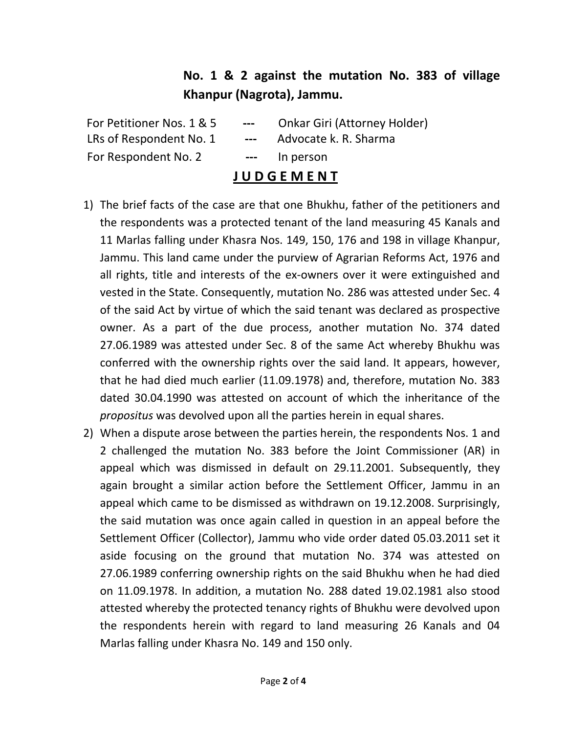**No. 1 & 2 against the mutation No. 383 of village Khanpur (Nagrota), Jammu.**

| | | |
|---|---|---|
| For Petitioner Nos. 1 & 5 | --- | Onkar Giri (Attorney Holder) |
| LRs of Respondent No. 1 | --- | Advocate k. R. Sharma |
| For Respondent No. 2 | --- | In person |

## **J U D G E M E N T**

1) The brief facts of the case are that one Bhukhu, father of the petitioners and the respondents was a protected tenant of the land measuring 45 Kanals and 11 Marlas falling under Khasra Nos. 149, 150, 176 and 198 in village Khanpur, Jammu. This land came under the purview of Agrarian Reforms Act, 1976 and all rights, title and interests of the ex-owners over it were extinguished and vested in the State. Consequently, mutation No. 286 was attested under Sec. 4 of the said Act by virtue of which the said tenant was declared as prospective owner. As a part of the due process, another mutation No. 374 dated 27.06.1989 was attested under Sec. 8 of the same Act whereby Bhukhu was conferred with the ownership rights over the said land. It appears, however, that he had died much earlier (11.09.1978) and, therefore, mutation No. 383 dated 30.04.1990 was attested on account of which the inheritance of the *propositus* was devolved upon all the parties herein in equal shares.

2) When a dispute arose between the parties herein, the respondents Nos. 1 and 2 challenged the mutation No. 383 before the Joint Commissioner (AR) in appeal which was dismissed in default on 29.11.2001. Subsequently, they again brought a similar action before the Settlement Officer, Jammu in an appeal which came to be dismissed as withdrawn on 19.12.2008. Surprisingly, the said mutation was once again called in question in an appeal before the Settlement Officer (Collector), Jammu who vide order dated 05.03.2011 set it aside focusing on the ground that mutation No. 374 was attested on 27.06.1989 conferring ownership rights on the said Bhukhu when he had died on 11.09.1978. In addition, a mutation No. 288 dated 19.02.1981 also stood attested whereby the protected tenancy rights of Bhukhu were devolved upon the respondents herein with regard to land measuring 26 Kanals and 04 Marlas falling under Khasra No. 149 and 150 only.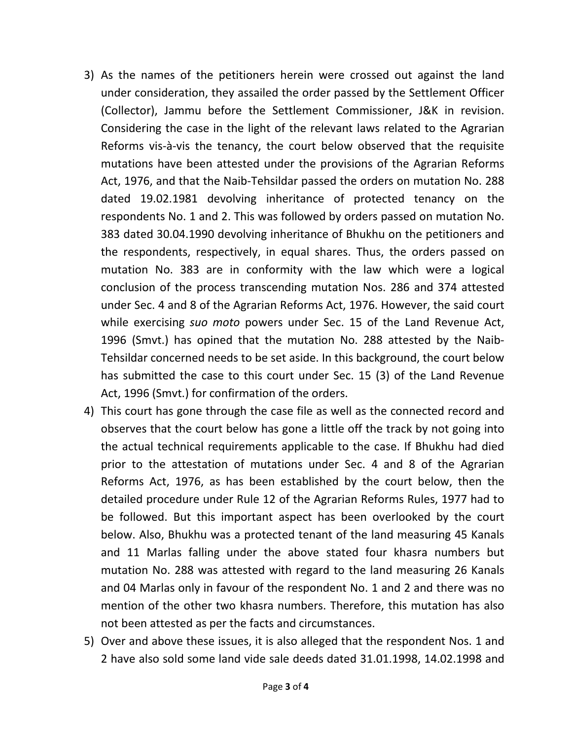3) As the names of the petitioners herein were crossed out against the land under consideration, they assailed the order passed by the Settlement Officer (Collector), Jammu before the Settlement Commissioner, J&K in revision. Considering the case in the light of the relevant laws related to the Agrarian Reforms vis-à-vis the tenancy, the court below observed that the requisite mutations have been attested under the provisions of the Agrarian Reforms Act, 1976, and that the Naib-Tehsildar passed the orders on mutation No. 288 dated 19.02.1981 devolving inheritance of protected tenancy on the respondents No. 1 and 2. This was followed by orders passed on mutation No. 383 dated 30.04.1990 devolving inheritance of Bhukhu on the petitioners and the respondents, respectively, in equal shares. Thus, the orders passed on mutation No. 383 are in conformity with the law which were a logical conclusion of the process transcending mutation Nos. 286 and 374 attested under Sec. 4 and 8 of the Agrarian Reforms Act, 1976. However, the said court while exercising *suo moto* powers under Sec. 15 of the Land Revenue Act, 1996 (Smvt.) has opined that the mutation No. 288 attested by the Naib-Tehsildar concerned needs to be set aside. In this background, the court below has submitted the case to this court under Sec. 15 (3) of the Land Revenue Act, 1996 (Smvt.) for confirmation of the orders.
4) This court has gone through the case file as well as the connected record and observes that the court below has gone a little off the track by not going into the actual technical requirements applicable to the case. If Bhukhu had died prior to the attestation of mutations under Sec. 4 and 8 of the Agrarian Reforms Act, 1976, as has been established by the court below, then the detailed procedure under Rule 12 of the Agrarian Reforms Rules, 1977 had to be followed. But this important aspect has been overlooked by the court below. Also, Bhukhu was a protected tenant of the land measuring 45 Kanals and 11 Marlas falling under the above stated four khasra numbers but mutation No. 288 was attested with regard to the land measuring 26 Kanals and 04 Marlas only in favour of the respondent No. 1 and 2 and there was no mention of the other two khasra numbers. Therefore, this mutation has also not been attested as per the facts and circumstances.
5) Over and above these issues, it is also alleged that the respondent Nos. 1 and 2 have also sold some land vide sale deeds dated 31.01.1998, 14.02.1998 and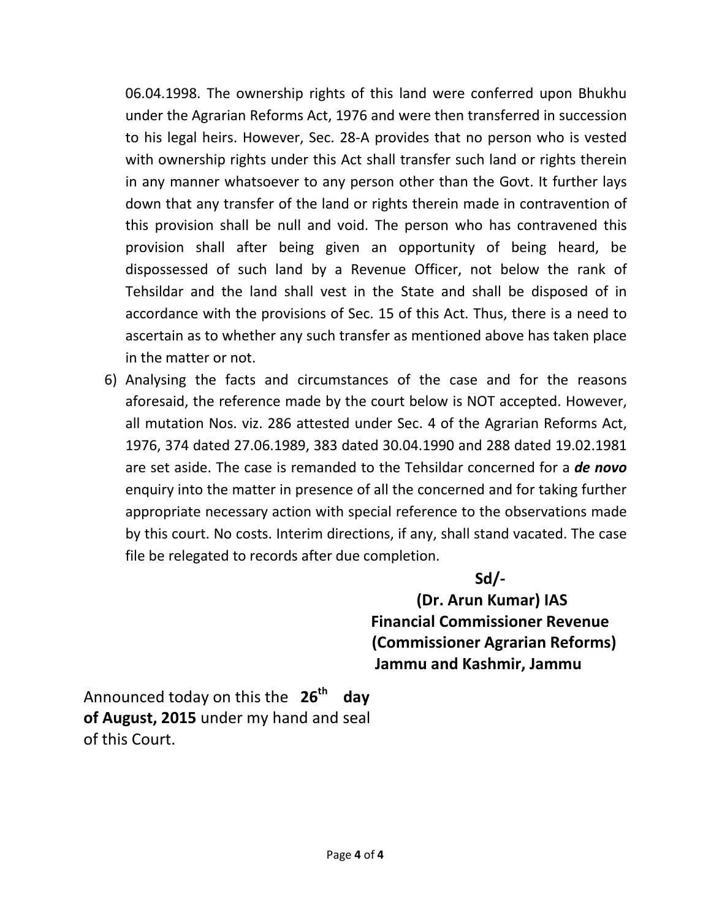06.04.1998. The ownership rights of this land were conferred upon Bhukhu under the Agrarian Reforms Act, 1976 and were then transferred in succession to his legal heirs. However, Sec. 28-A provides that no person who is vested with ownership rights under this Act shall transfer such land or rights therein in any manner whatsoever to any person other than the Govt. It further lays down that any transfer of the land or rights therein made in contravention of this provision shall be null and void. The person who has contravened this provision shall after being given an opportunity of being heard, be dispossessed of such land by a Revenue Officer, not below the rank of Tehsildar and the land shall vest in the State and shall be disposed of in accordance with the provisions of Sec. 15 of this Act. Thus, there is a need to ascertain as to whether any such transfer as mentioned above has taken place in the matter or not.

6) Analysing the facts and circumstances of the case and for the reasons aforesaid, the reference made by the court below is NOT accepted. However, all mutation Nos. viz. 286 attested under Sec. 4 of the Agrarian Reforms Act, 1976, 374 dated 27.06.1989, 383 dated 30.04.1990 and 288 dated 19.02.1981 are set aside. The case is remanded to the Tehsildar concerned for a ***de novo*** enquiry into the matter in presence of all the concerned and for taking further appropriate necessary action with special reference to the observations made by this court. No costs. Interim directions, if any, shall stand vacated. The case file be relegated to records after due completion.

**Sd/-**

**(Dr. Arun Kumar) IAS**
**Financial Commissioner Revenue**
**(Commissioner Agrarian Reforms)**
**Jammu and Kashmir, Jammu**

Announced today on this the **26th day of August, 2015** under my hand and seal of this Court.